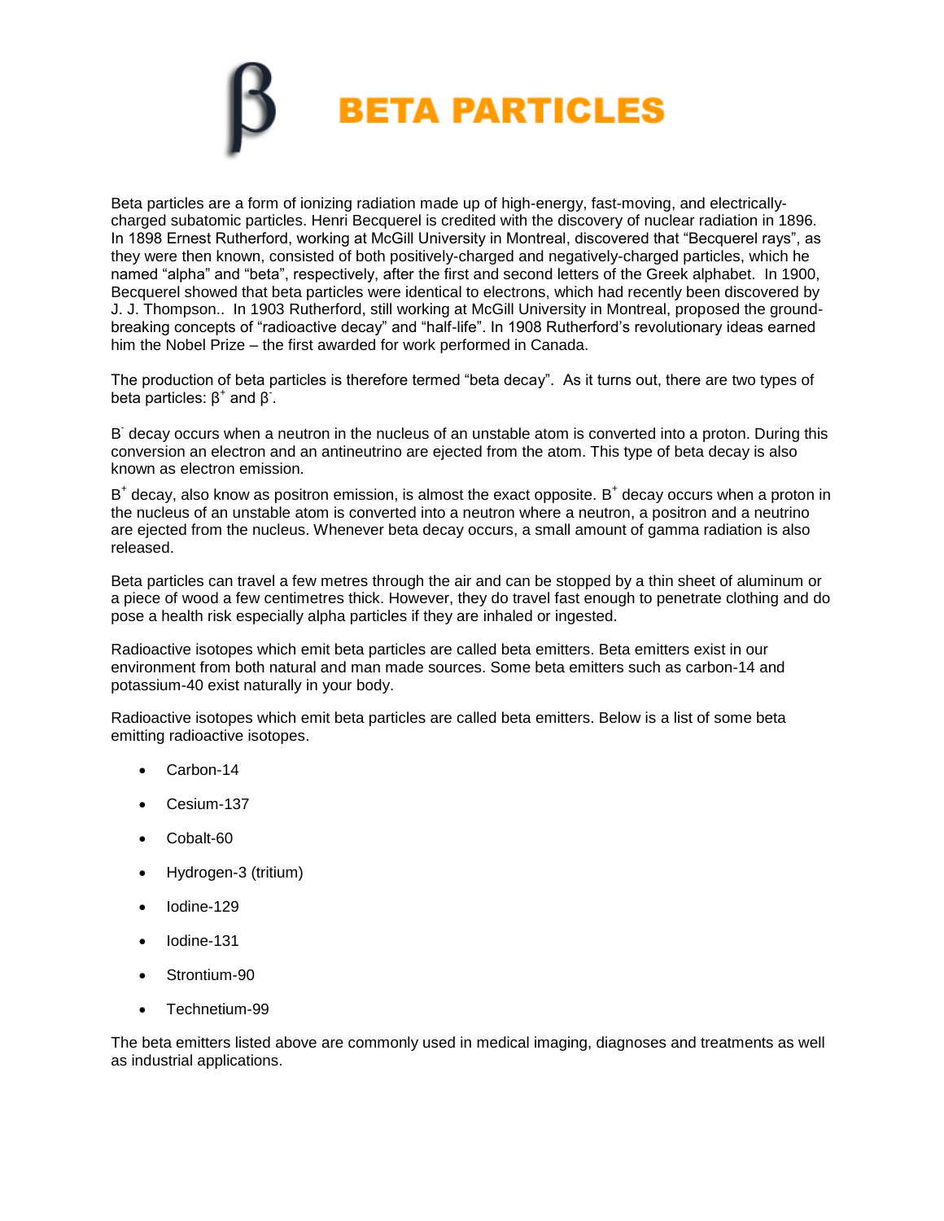# β BETA PARTICLES

Beta particles are a form of ionizing radiation made up of high-energy, fast-moving, and electrically-charged subatomic particles. Henri Becquerel is credited with the discovery of nuclear radiation in 1896. In 1898 Ernest Rutherford, working at McGill University in Montreal, discovered that “Becquerel rays”, as they were then known, consisted of both positively-charged and negatively-charged particles, which he named “alpha” and “beta”, respectively, after the first and second letters of the Greek alphabet. In 1900, Becquerel showed that beta particles were identical to electrons, which had recently been discovered by J. J. Thompson.. In 1903 Rutherford, still working at McGill University in Montreal, proposed the ground-breaking concepts of “radioactive decay” and “half-life”. In 1908 Rutherford’s revolutionary ideas earned him the Nobel Prize – the first awarded for work performed in Canada.

The production of beta particles is therefore termed “beta decay”. As it turns out, there are two types of beta particles: $\beta^+$ and $\beta^-$.

$B^-$ decay occurs when a neutron in the nucleus of an unstable atom is converted into a proton. During this conversion an electron and an antineutrino are ejected from the atom. This type of beta decay is also known as electron emission.

$B^+$ decay, also know as positron emission, is almost the exact opposite. $B^+$ decay occurs when a proton in the nucleus of an unstable atom is converted into a neutron where a neutron, a positron and a neutrino are ejected from the nucleus. Whenever beta decay occurs, a small amount of gamma radiation is also released.

Beta particles can travel a few metres through the air and can be stopped by a thin sheet of aluminum or a piece of wood a few centimetres thick. However, they do travel fast enough to penetrate clothing and do pose a health risk especially alpha particles if they are inhaled or ingested.

Radioactive isotopes which emit beta particles are called beta emitters. Beta emitters exist in our environment from both natural and man made sources. Some beta emitters such as carbon-14 and potassium-40 exist naturally in your body.

Radioactive isotopes which emit beta particles are called beta emitters. Below is a list of some beta emitting radioactive isotopes.

- Carbon-14
- Cesium-137
- Cobalt-60
- Hydrogen-3 (tritium)
- Iodine-129
- Iodine-131
- Strontium-90
- Technetium-99

The beta emitters listed above are commonly used in medical imaging, diagnoses and treatments as well as industrial applications.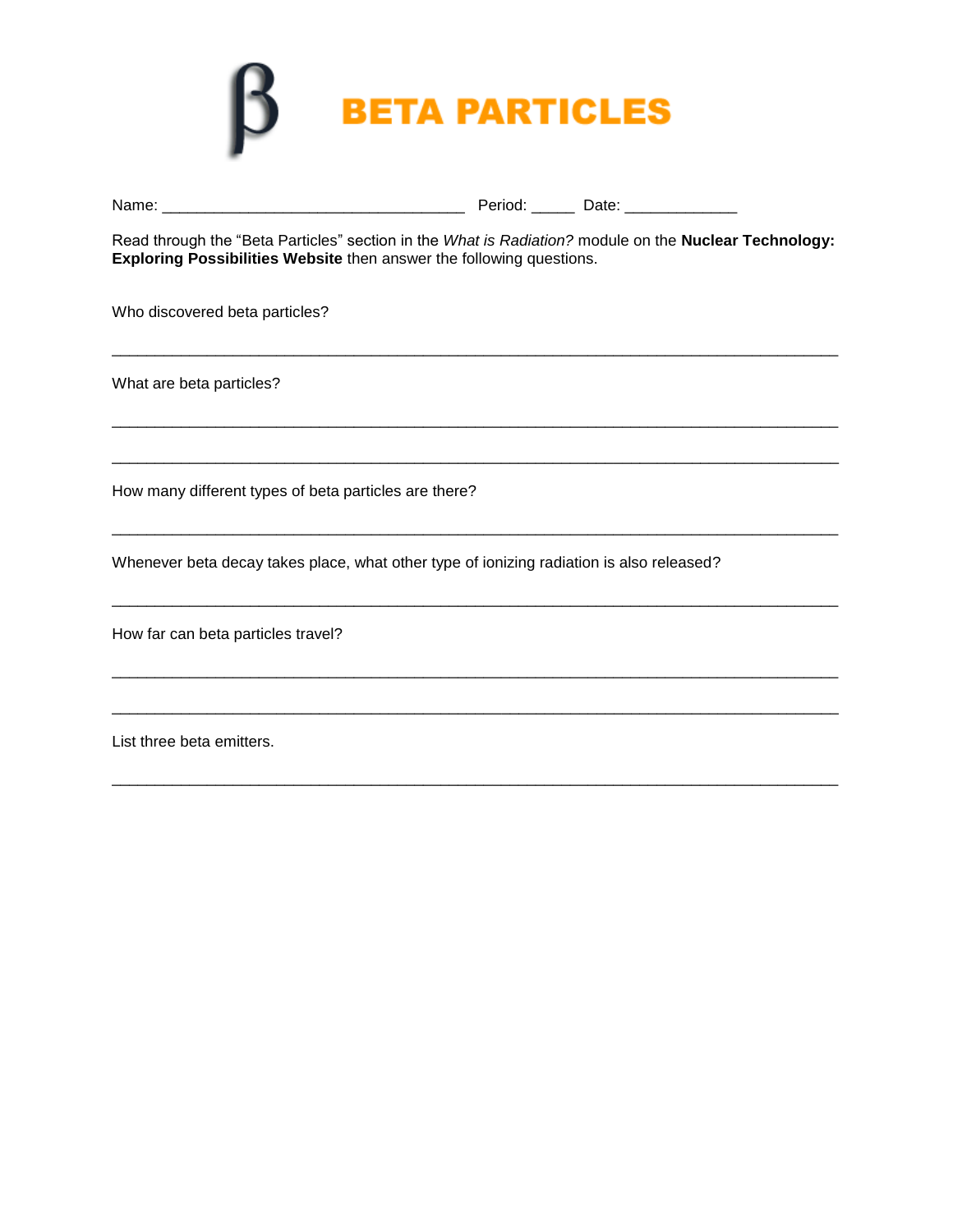# β BETA PARTICLES

Name: ________________________________ Period: _____ Date: ____________

Read through the "Beta Particles" section in the *What is Radiation?* module on the **Nuclear Technology: Exploring Possibilities Website** then answer the following questions.

Who discovered beta particles?

___________________________________________________________________________

What are beta particles?

___________________________________________________________________________

___________________________________________________________________________

How many different types of beta particles are there?

___________________________________________________________________________

Whenever beta decay takes place, what other type of ionizing radiation is also released?

___________________________________________________________________________

How far can beta particles travel?

___________________________________________________________________________

___________________________________________________________________________

List three beta emitters.

___________________________________________________________________________